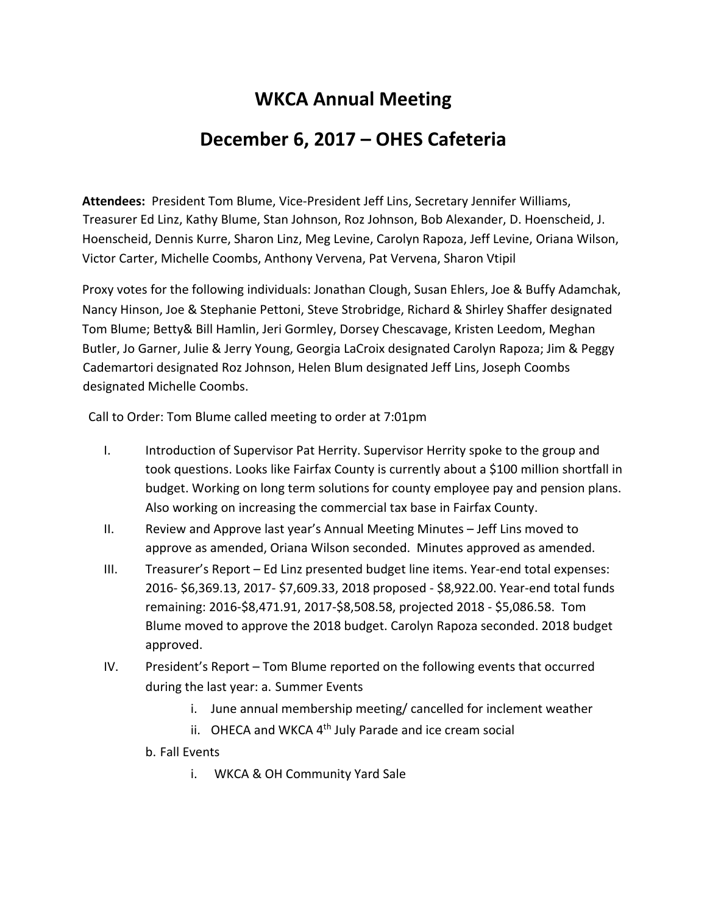# WKCA Annual Meeting

# December 6, 2017 – OHES Cafeteria

**Attendees:** President Tom Blume, Vice-President Jeff Lins, Secretary Jennifer Williams, Treasurer Ed Linz, Kathy Blume, Stan Johnson, Roz Johnson, Bob Alexander, D. Hoenscheid, J. Hoenscheid, Dennis Kurre, Sharon Linz, Meg Levine, Carolyn Rapoza, Jeff Levine, Oriana Wilson, Victor Carter, Michelle Coombs, Anthony Vervena, Pat Vervena, Sharon Vtipil

Proxy votes for the following individuals: Jonathan Clough, Susan Ehlers, Joe & Buffy Adamchak, Nancy Hinson, Joe & Stephanie Pettoni, Steve Strobridge, Richard & Shirley Shaffer designated Tom Blume; Betty& Bill Hamlin, Jeri Gormley, Dorsey Chescavage, Kristen Leedom, Meghan Butler, Jo Garner, Julie & Jerry Young, Georgia LaCroix designated Carolyn Rapoza; Jim & Peggy Cademartori designated Roz Johnson, Helen Blum designated Jeff Lins, Joseph Coombs designated Michelle Coombs.

Call to Order: Tom Blume called meeting to order at 7:01pm

I. Introduction of Supervisor Pat Herrity. Supervisor Herrity spoke to the group and took questions. Looks like Fairfax County is currently about a $100 million shortfall in budget. Working on long term solutions for county employee pay and pension plans. Also working on increasing the commercial tax base in Fairfax County.

II. Review and Approve last year's Annual Meeting Minutes – Jeff Lins moved to approve as amended, Oriana Wilson seconded. Minutes approved as amended.

III. Treasurer's Report – Ed Linz presented budget line items. Year-end total expenses: 2016- $6,369.13, 2017- $7,609.33, 2018 proposed - $8,922.00. Year-end total funds remaining: 2016-$8,471.91, 2017-$8,508.58, projected 2018 - $5,086.58. Tom Blume moved to approve the 2018 budget. Carolyn Rapoza seconded. 2018 budget approved.

IV. President's Report – Tom Blume reported on the following events that occurred during the last year: a. Summer Events

   i. June annual membership meeting/ cancelled for inclement weather
   
   ii. OHECA and WKCA 4th July Parade and ice cream social

   b. Fall Events

   i. WKCA & OH Community Yard Sale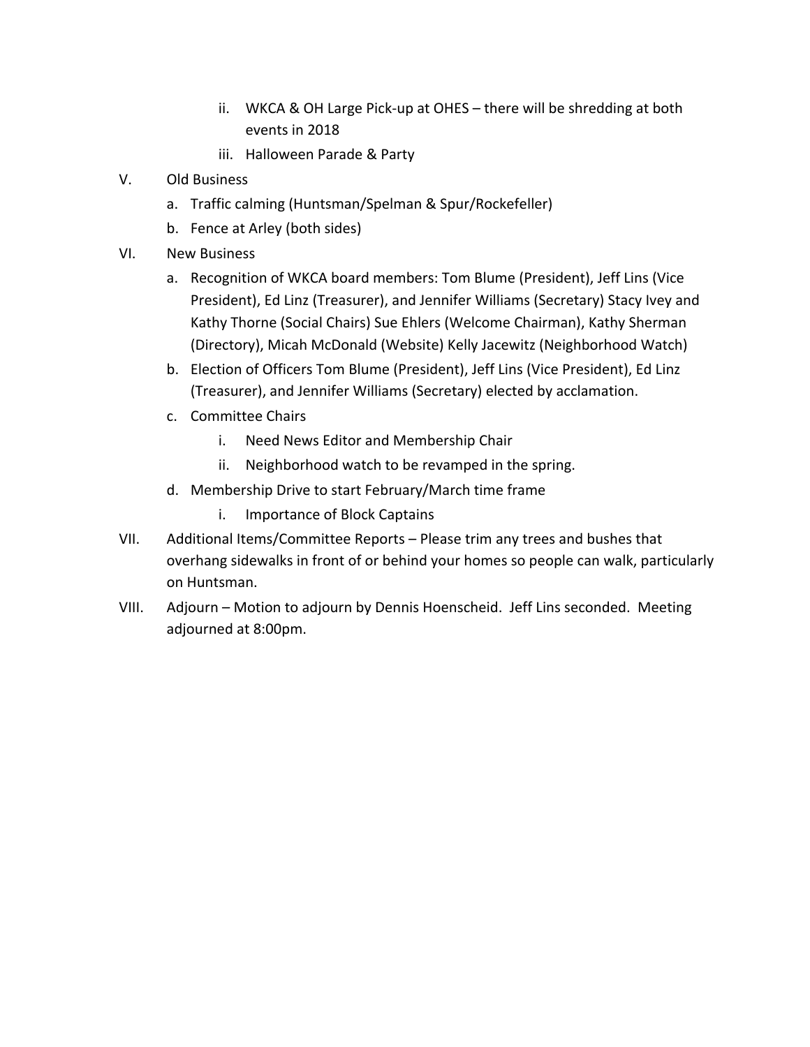ii. WKCA & OH Large Pick-up at OHES – there will be shredding at both events in 2018
   iii. Halloween Parade & Party

V. Old Business
   a. Traffic calming (Huntsman/Spelman & Spur/Rockefeller)
   b. Fence at Arley (both sides)

VI. New Business
   a. Recognition of WKCA board members: Tom Blume (President), Jeff Lins (Vice President), Ed Linz (Treasurer), and Jennifer Williams (Secretary) Stacy Ivey and Kathy Thorne (Social Chairs) Sue Ehlers (Welcome Chairman), Kathy Sherman (Directory), Micah McDonald (Website) Kelly Jacewitz (Neighborhood Watch)
   b. Election of Officers Tom Blume (President), Jeff Lins (Vice President), Ed Linz (Treasurer), and Jennifer Williams (Secretary) elected by acclamation.
   c. Committee Chairs
      i. Need News Editor and Membership Chair
      ii. Neighborhood watch to be revamped in the spring.
   d. Membership Drive to start February/March time frame
      i. Importance of Block Captains

VII. Additional Items/Committee Reports – Please trim any trees and bushes that overhang sidewalks in front of or behind your homes so people can walk, particularly on Huntsman.

VIII. Adjourn – Motion to adjourn by Dennis Hoenscheid. Jeff Lins seconded. Meeting adjourned at 8:00pm.